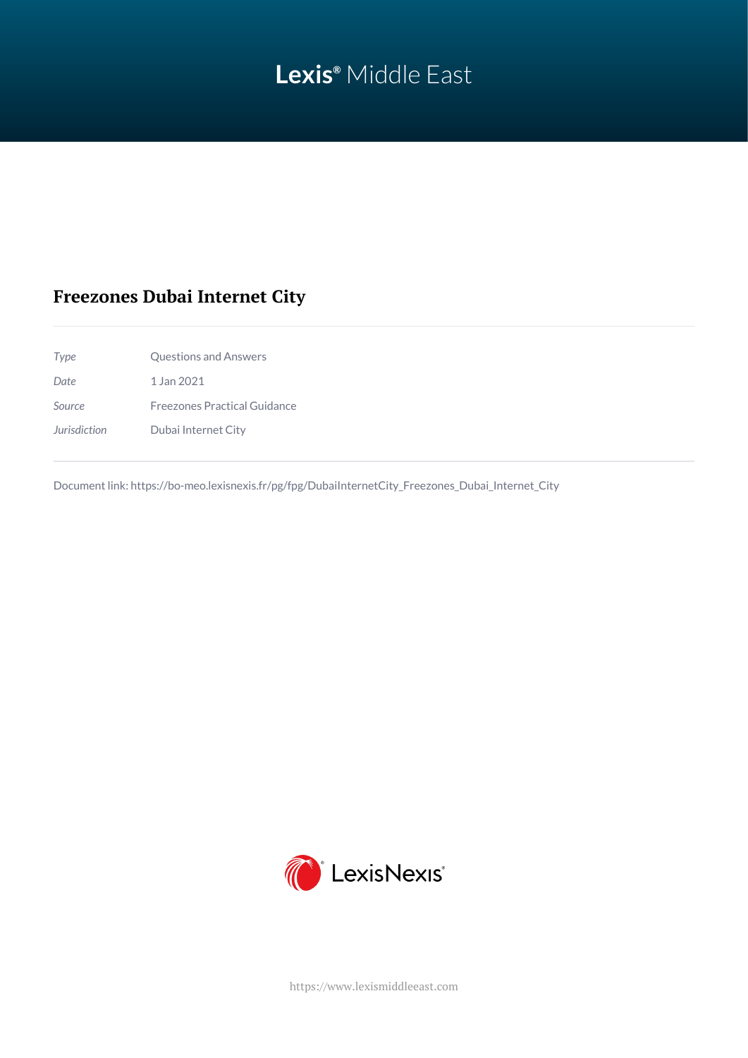Lexis® Middle East

# Freezones Dubai Internet City

| | |
|---|---|
| *Type* | Questions and Answers |
| *Date* | 1 Jan 2021 |
| *Source* | Freezones Practical Guidance |
| *Jurisdiction* | Dubai Internet City |

Document link: https://bo-meo.lexisnexis.fr/pg/fpg/DubaiInternetCity_Freezones_Dubai_Internet_City

LexisNexis®

https://www.lexismiddleeast.com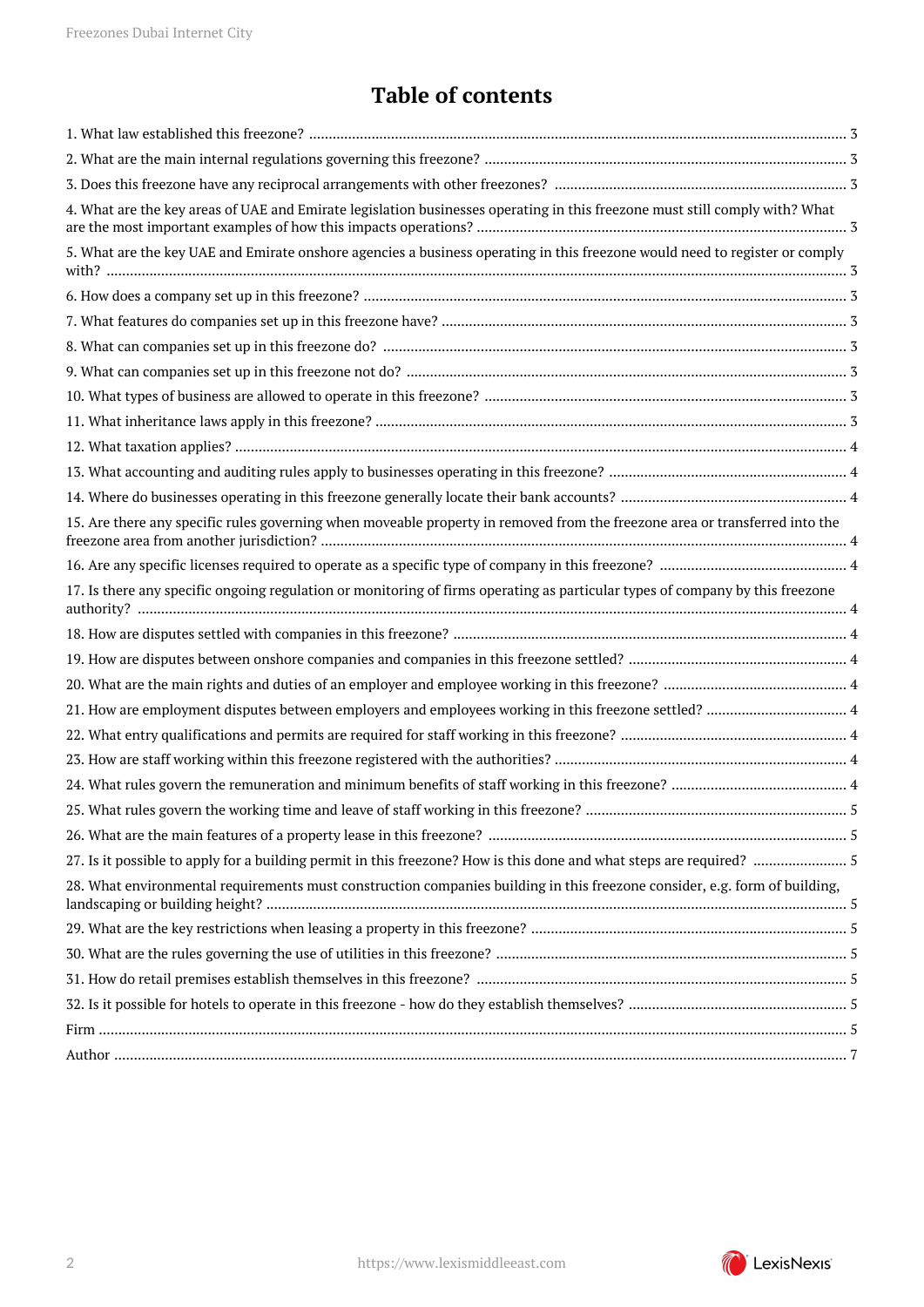# Table of contents

1. What law established this freezone? ........ 3
2. What are the main internal regulations governing this freezone? ........ 3
3. Does this freezone have any reciprocal arrangements with other freezones? ........ 3
4. What are the key areas of UAE and Emirate legislation businesses operating in this freezone must still comply with? What are the most important examples of how this impacts operations? ........ 3
5. What are the key UAE and Emirate onshore agencies a business operating in this freezone would need to register or comply with? ........ 3
6. How does a company set up in this freezone? ........ 3
7. What features do companies set up in this freezone have? ........ 3
8. What can companies set up in this freezone do? ........ 3
9. What can companies set up in this freezone not do? ........ 3
10. What types of business are allowed to operate in this freezone? ........ 3
11. What inheritance laws apply in this freezone? ........ 3
12. What taxation applies? ........ 4
13. What accounting and auditing rules apply to businesses operating in this freezone? ........ 4
14. Where do businesses operating in this freezone generally locate their bank accounts? ........ 4
15. Are there any specific rules governing when moveable property in removed from the freezone area or transferred into the freezone area from another jurisdiction? ........ 4
16. Are any specific licenses required to operate as a specific type of company in this freezone? ........ 4
17. Is there any specific ongoing regulation or monitoring of firms operating as particular types of company by this freezone authority? ........ 4
18. How are disputes settled with companies in this freezone? ........ 4
19. How are disputes between onshore companies and companies in this freezone settled? ........ 4
20. What are the main rights and duties of an employer and employee working in this freezone? ........ 4
21. How are employment disputes between employers and employees working in this freezone settled? ........ 4
22. What entry qualifications and permits are required for staff working in this freezone? ........ 4
23. How are staff working within this freezone registered with the authorities? ........ 4
24. What rules govern the remuneration and minimum benefits of staff working in this freezone? ........ 4
25. What rules govern the working time and leave of staff working in this freezone? ........ 5
26. What are the main features of a property lease in this freezone? ........ 5
27. Is it possible to apply for a building permit in this freezone? How is this done and what steps are required? ........ 5
28. What environmental requirements must construction companies building in this freezone consider, e.g. form of building, landscaping or building height? ........ 5
29. What are the key restrictions when leasing a property in this freezone? ........ 5
30. What are the rules governing the use of utilities in this freezone? ........ 5
31. How do retail premises establish themselves in this freezone? ........ 5
32. Is it possible for hotels to operate in this freezone - how do they establish themselves? ........ 5

Firm ........ 5

Author ........ 7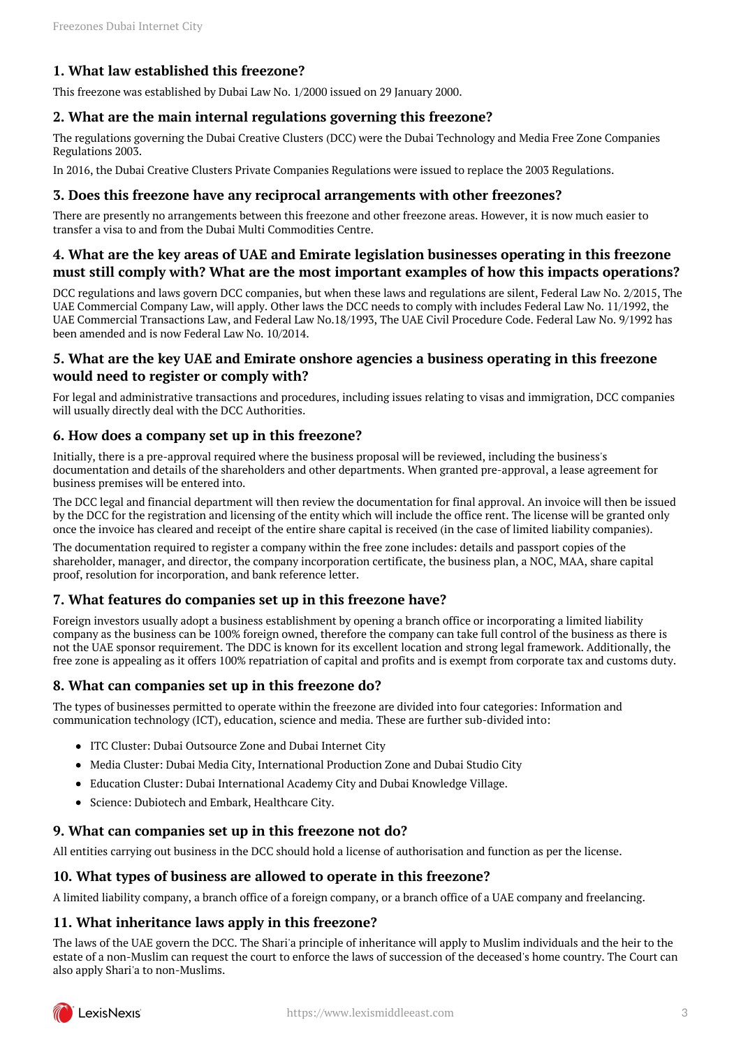### 1. What law established this freezone?

This freezone was established by Dubai Law No. 1/2000 issued on 29 January 2000.

### 2. What are the main internal regulations governing this freezone?

The regulations governing the Dubai Creative Clusters (DCC) were the Dubai Technology and Media Free Zone Companies Regulations 2003.

In 2016, the Dubai Creative Clusters Private Companies Regulations were issued to replace the 2003 Regulations.

### 3. Does this freezone have any reciprocal arrangements with other freezones?

There are presently no arrangements between this freezone and other freezone areas. However, it is now much easier to transfer a visa to and from the Dubai Multi Commodities Centre.

### 4. What are the key areas of UAE and Emirate legislation businesses operating in this freezone must still comply with? What are the most important examples of how this impacts operations?

DCC regulations and laws govern DCC companies, but when these laws and regulations are silent, Federal Law No. 2/2015, The UAE Commercial Company Law, will apply. Other laws the DCC needs to comply with includes Federal Law No. 11/1992, the UAE Commercial Transactions Law, and Federal Law No.18/1993, The UAE Civil Procedure Code. Federal Law No. 9/1992 has been amended and is now Federal Law No. 10/2014.

### 5. What are the key UAE and Emirate onshore agencies a business operating in this freezone would need to register or comply with?

For legal and administrative transactions and procedures, including issues relating to visas and immigration, DCC companies will usually directly deal with the DCC Authorities.

### 6. How does a company set up in this freezone?

Initially, there is a pre-approval required where the business proposal will be reviewed, including the business's documentation and details of the shareholders and other departments. When granted pre-approval, a lease agreement for business premises will be entered into.

The DCC legal and financial department will then review the documentation for final approval. An invoice will then be issued by the DCC for the registration and licensing of the entity which will include the office rent. The license will be granted only once the invoice has cleared and receipt of the entire share capital is received (in the case of limited liability companies).

The documentation required to register a company within the free zone includes: details and passport copies of the shareholder, manager, and director, the company incorporation certificate, the business plan, a NOC, MAA, share capital proof, resolution for incorporation, and bank reference letter.

### 7. What features do companies set up in this freezone have?

Foreign investors usually adopt a business establishment by opening a branch office or incorporating a limited liability company as the business can be 100% foreign owned, therefore the company can take full control of the business as there is not the UAE sponsor requirement. The DDC is known for its excellent location and strong legal framework. Additionally, the free zone is appealing as it offers 100% repatriation of capital and profits and is exempt from corporate tax and customs duty.

### 8. What can companies set up in this freezone do?

The types of businesses permitted to operate within the freezone are divided into four categories: Information and communication technology (ICT), education, science and media. These are further sub-divided into:

- ITC Cluster: Dubai Outsource Zone and Dubai Internet City
- Media Cluster: Dubai Media City, International Production Zone and Dubai Studio City
- Education Cluster: Dubai International Academy City and Dubai Knowledge Village.
- Science: Dubiotech and Embark, Healthcare City.

### 9. What can companies set up in this freezone not do?

All entities carrying out business in the DCC should hold a license of authorisation and function as per the license.

### 10. What types of business are allowed to operate in this freezone?

A limited liability company, a branch office of a foreign company, or a branch office of a UAE company and freelancing.

### 11. What inheritance laws apply in this freezone?

The laws of the UAE govern the DCC. The Shari'a principle of inheritance will apply to Muslim individuals and the heir to the estate of a non-Muslim can request the court to enforce the laws of succession of the deceased's home country. The Court can also apply Shari'a to non-Muslims.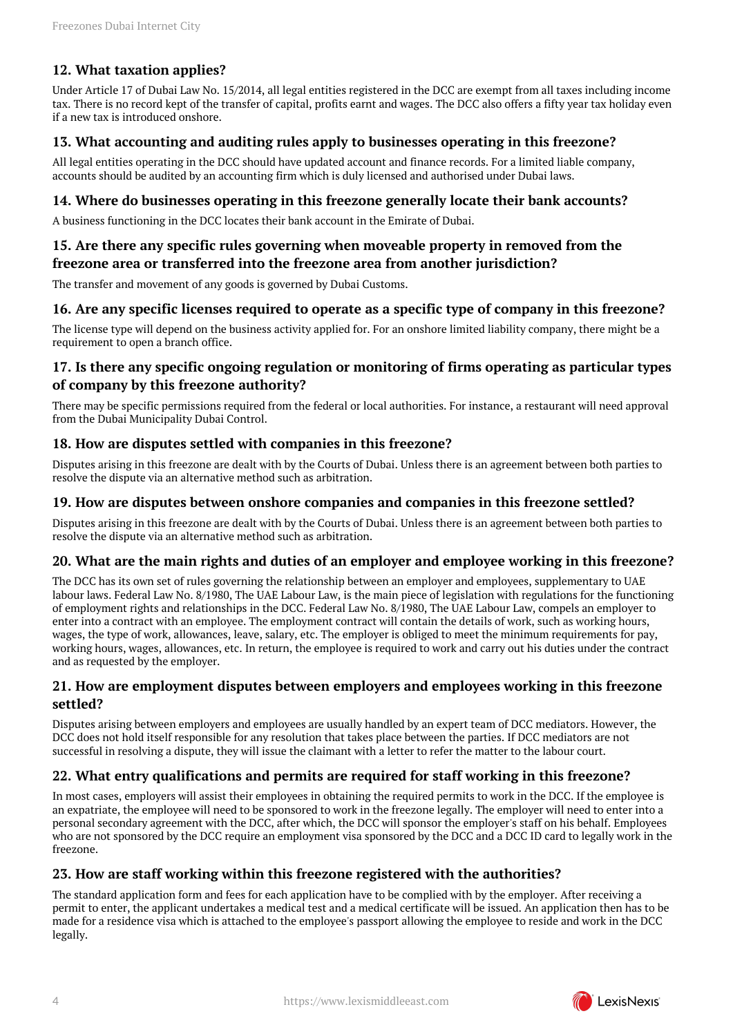## 12. What taxation applies?

Under Article 17 of Dubai Law No. 15/2014, all legal entities registered in the DCC are exempt from all taxes including income tax. There is no record kept of the transfer of capital, profits earnt and wages. The DCC also offers a fifty year tax holiday even if a new tax is introduced onshore.

## 13. What accounting and auditing rules apply to businesses operating in this freezone?

All legal entities operating in the DCC should have updated account and finance records. For a limited liable company, accounts should be audited by an accounting firm which is duly licensed and authorised under Dubai laws.

## 14. Where do businesses operating in this freezone generally locate their bank accounts?

A business functioning in the DCC locates their bank account in the Emirate of Dubai.

## 15. Are there any specific rules governing when moveable property in removed from the freezone area or transferred into the freezone area from another jurisdiction?

The transfer and movement of any goods is governed by Dubai Customs.

## 16. Are any specific licenses required to operate as a specific type of company in this freezone?

The license type will depend on the business activity applied for. For an onshore limited liability company, there might be a requirement to open a branch office.

## 17. Is there any specific ongoing regulation or monitoring of firms operating as particular types of company by this freezone authority?

There may be specific permissions required from the federal or local authorities. For instance, a restaurant will need approval from the Dubai Municipality Dubai Control.

## 18. How are disputes settled with companies in this freezone?

Disputes arising in this freezone are dealt with by the Courts of Dubai. Unless there is an agreement between both parties to resolve the dispute via an alternative method such as arbitration.

## 19. How are disputes between onshore companies and companies in this freezone settled?

Disputes arising in this freezone are dealt with by the Courts of Dubai. Unless there is an agreement between both parties to resolve the dispute via an alternative method such as arbitration.

## 20. What are the main rights and duties of an employer and employee working in this freezone?

The DCC has its own set of rules governing the relationship between an employer and employees, supplementary to UAE labour laws. Federal Law No. 8/1980, The UAE Labour Law, is the main piece of legislation with regulations for the functioning of employment rights and relationships in the DCC. Federal Law No. 8/1980, The UAE Labour Law, compels an employer to enter into a contract with an employee. The employment contract will contain the details of work, such as working hours, wages, the type of work, allowances, leave, salary, etc. The employer is obliged to meet the minimum requirements for pay, working hours, wages, allowances, etc. In return, the employee is required to work and carry out his duties under the contract and as requested by the employer.

## 21. How are employment disputes between employers and employees working in this freezone settled?

Disputes arising between employers and employees are usually handled by an expert team of DCC mediators. However, the DCC does not hold itself responsible for any resolution that takes place between the parties. If DCC mediators are not successful in resolving a dispute, they will issue the claimant with a letter to refer the matter to the labour court.

## 22. What entry qualifications and permits are required for staff working in this freezone?

In most cases, employers will assist their employees in obtaining the required permits to work in the DCC. If the employee is an expatriate, the employee will need to be sponsored to work in the freezone legally. The employer will need to enter into a personal secondary agreement with the DCC, after which, the DCC will sponsor the employer's staff on his behalf. Employees who are not sponsored by the DCC require an employment visa sponsored by the DCC and a DCC ID card to legally work in the freezone.

## 23. How are staff working within this freezone registered with the authorities?

The standard application form and fees for each application have to be complied with by the employer. After receiving a permit to enter, the applicant undertakes a medical test and a medical certificate will be issued. An application then has to be made for a residence visa which is attached to the employee's passport allowing the employee to reside and work in the DCC legally.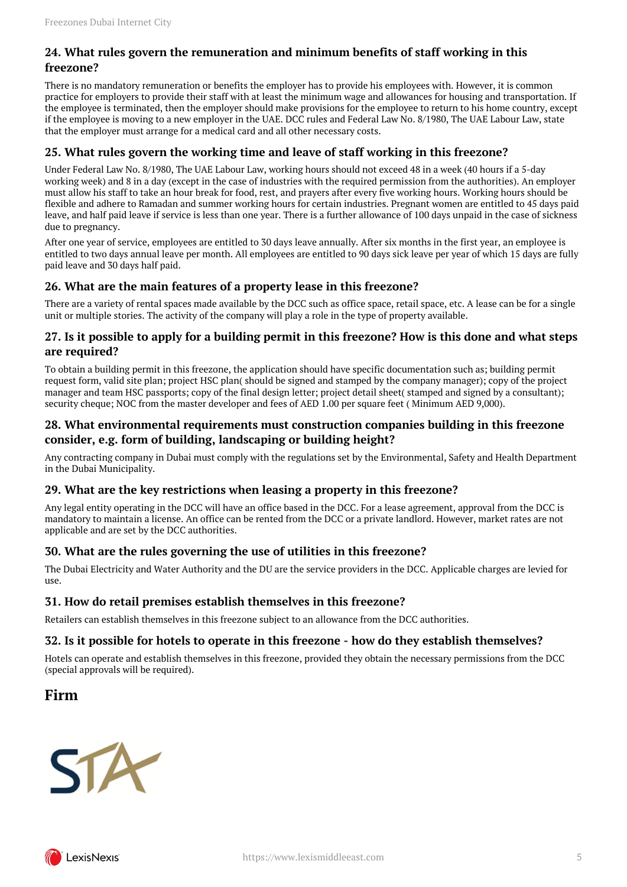### 24. What rules govern the remuneration and minimum benefits of staff working in this freezone?

There is no mandatory remuneration or benefits the employer has to provide his employees with. However, it is common practice for employers to provide their staff with at least the minimum wage and allowances for housing and transportation. If the employee is terminated, then the employer should make provisions for the employee to return to his home country, except if the employee is moving to a new employer in the UAE. DCC rules and Federal Law No. 8/1980, The UAE Labour Law, state that the employer must arrange for a medical card and all other necessary costs.

### 25. What rules govern the working time and leave of staff working in this freezone?

Under Federal Law No. 8/1980, The UAE Labour Law, working hours should not exceed 48 in a week (40 hours if a 5-day working week) and 8 in a day (except in the case of industries with the required permission from the authorities). An employer must allow his staff to take an hour break for food, rest, and prayers after every five working hours. Working hours should be flexible and adhere to Ramadan and summer working hours for certain industries. Pregnant women are entitled to 45 days paid leave, and half paid leave if service is less than one year. There is a further allowance of 100 days unpaid in the case of sickness due to pregnancy.

After one year of service, employees are entitled to 30 days leave annually. After six months in the first year, an employee is entitled to two days annual leave per month. All employees are entitled to 90 days sick leave per year of which 15 days are fully paid leave and 30 days half paid.

### 26. What are the main features of a property lease in this freezone?

There are a variety of rental spaces made available by the DCC such as office space, retail space, etc. A lease can be for a single unit or multiple stories. The activity of the company will play a role in the type of property available.

### 27. Is it possible to apply for a building permit in this freezone? How is this done and what steps are required?

To obtain a building permit in this freezone, the application should have specific documentation such as; building permit request form, valid site plan; project HSC plan( should be signed and stamped by the company manager); copy of the project manager and team HSC passports; copy of the final design letter; project detail sheet( stamped and signed by a consultant); security cheque; NOC from the master developer and fees of AED 1.00 per square feet ( Minimum AED 9,000).

### 28. What environmental requirements must construction companies building in this freezone consider, e.g. form of building, landscaping or building height?

Any contracting company in Dubai must comply with the regulations set by the Environmental, Safety and Health Department in the Dubai Municipality.

### 29. What are the key restrictions when leasing a property in this freezone?

Any legal entity operating in the DCC will have an office based in the DCC. For a lease agreement, approval from the DCC is mandatory to maintain a license. An office can be rented from the DCC or a private landlord. However, market rates are not applicable and are set by the DCC authorities.

### 30. What are the rules governing the use of utilities in this freezone?

The Dubai Electricity and Water Authority and the DU are the service providers in the DCC. Applicable charges are levied for use.

### 31. How do retail premises establish themselves in this freezone?

Retailers can establish themselves in this freezone subject to an allowance from the DCC authorities.

### 32. Is it possible for hotels to operate in this freezone - how do they establish themselves?

Hotels can operate and establish themselves in this freezone, provided they obtain the necessary permissions from the DCC (special approvals will be required).

## Firm

STA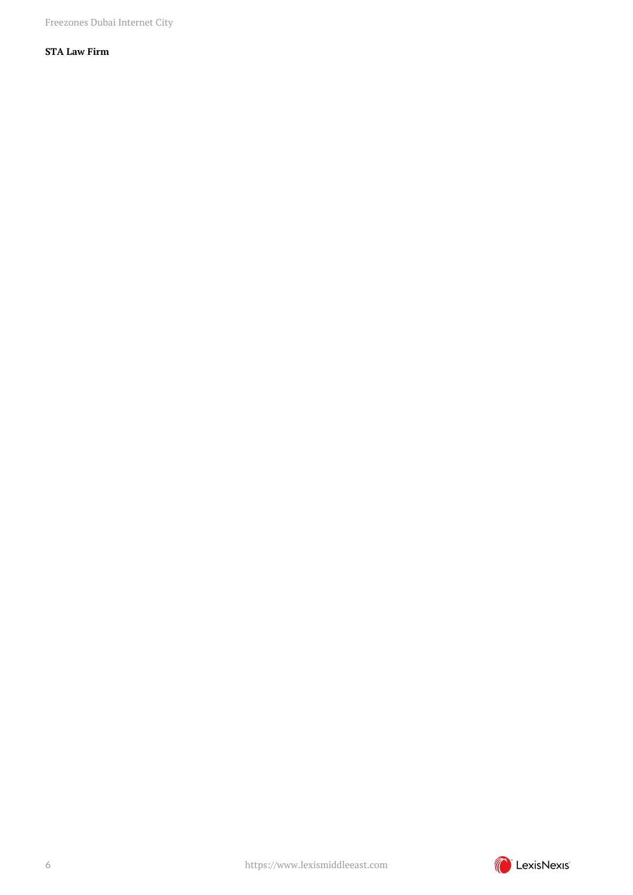**STA Law Firm**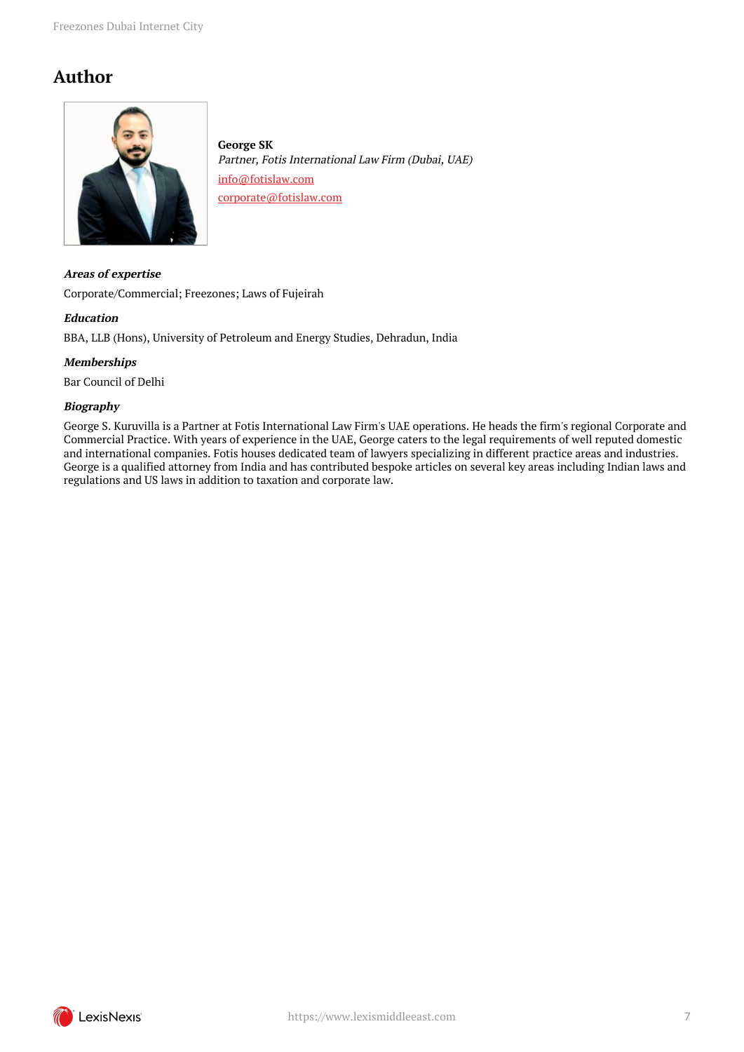# Author

**George SK**
*Partner, Fotis International Law Firm (Dubai, UAE)*
info@fotislaw.com
corporate@fotislaw.com

***Areas of expertise***

Corporate/Commercial; Freezones; Laws of Fujeirah

***Education***

BBA, LLB (Hons), University of Petroleum and Energy Studies, Dehradun, India

***Memberships***

Bar Council of Delhi

***Biography***

George S. Kuruvilla is a Partner at Fotis International Law Firm's UAE operations. He heads the firm's regional Corporate and Commercial Practice. With years of experience in the UAE, George caters to the legal requirements of well reputed domestic and international companies. Fotis houses dedicated team of lawyers specializing in different practice areas and industries. George is a qualified attorney from India and has contributed bespoke articles on several key areas including Indian laws and regulations and US laws in addition to taxation and corporate law.